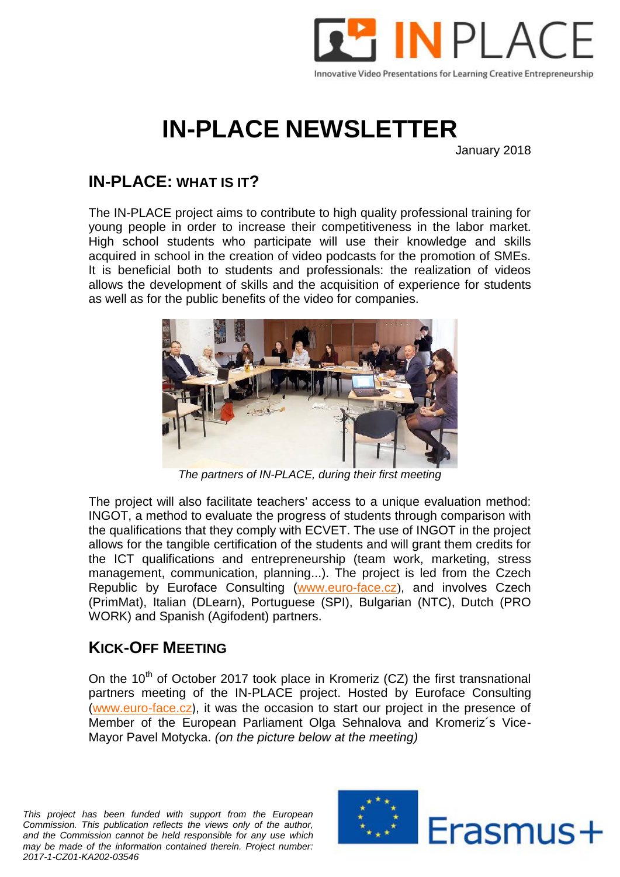IN PLACE

Innovative Video Presentations for Learning Creative Entrepreneurship

# IN-PLACE NEWSLETTER

January 2018

## IN-PLACE: WHAT IS IT?

The IN-PLACE project aims to contribute to high quality professional training for young people in order to increase their competitiveness in the labor market. High school students who participate will use their knowledge and skills acquired in school in the creation of video podcasts for the promotion of SMEs. It is beneficial both to students and professionals: the realization of videos allows the development of skills and the acquisition of experience for students as well as for the public benefits of the video for companies.

*The partners of IN-PLACE, during their first meeting*

The project will also facilitate teachers' access to a unique evaluation method: INGOT, a method to evaluate the progress of students through comparison with the qualifications that they comply with ECVET. The use of INGOT in the project allows for the tangible certification of the students and will grant them credits for the ICT qualifications and entrepreneurship (team work, marketing, stress management, communication, planning...). The project is led from the Czech Republic by Euroface Consulting (www.euro-face.cz), and involves Czech (PrimMat), Italian (DLearn), Portuguese (SPI), Bulgarian (NTC), Dutch (PRO WORK) and Spanish (Agifodent) partners.

## KICK-OFF MEETING

On the 10th of October 2017 took place in Kromeriz (CZ) the first transnational partners meeting of the IN-PLACE project. Hosted by Euroface Consulting (www.euro-face.cz), it was the occasion to start our project in the presence of Member of the European Parliament Olga Sehnalova and Kromeriz´s Vice-Mayor Pavel Motycka. *(on the picture below at the meeting)*

*This project has been funded with support from the European Commission. This publication reflects the views only of the author, and the Commission cannot be held responsible for any use which may be made of the information contained therein. Project number: 2017-1-CZ01-KA202-03546*

Erasmus+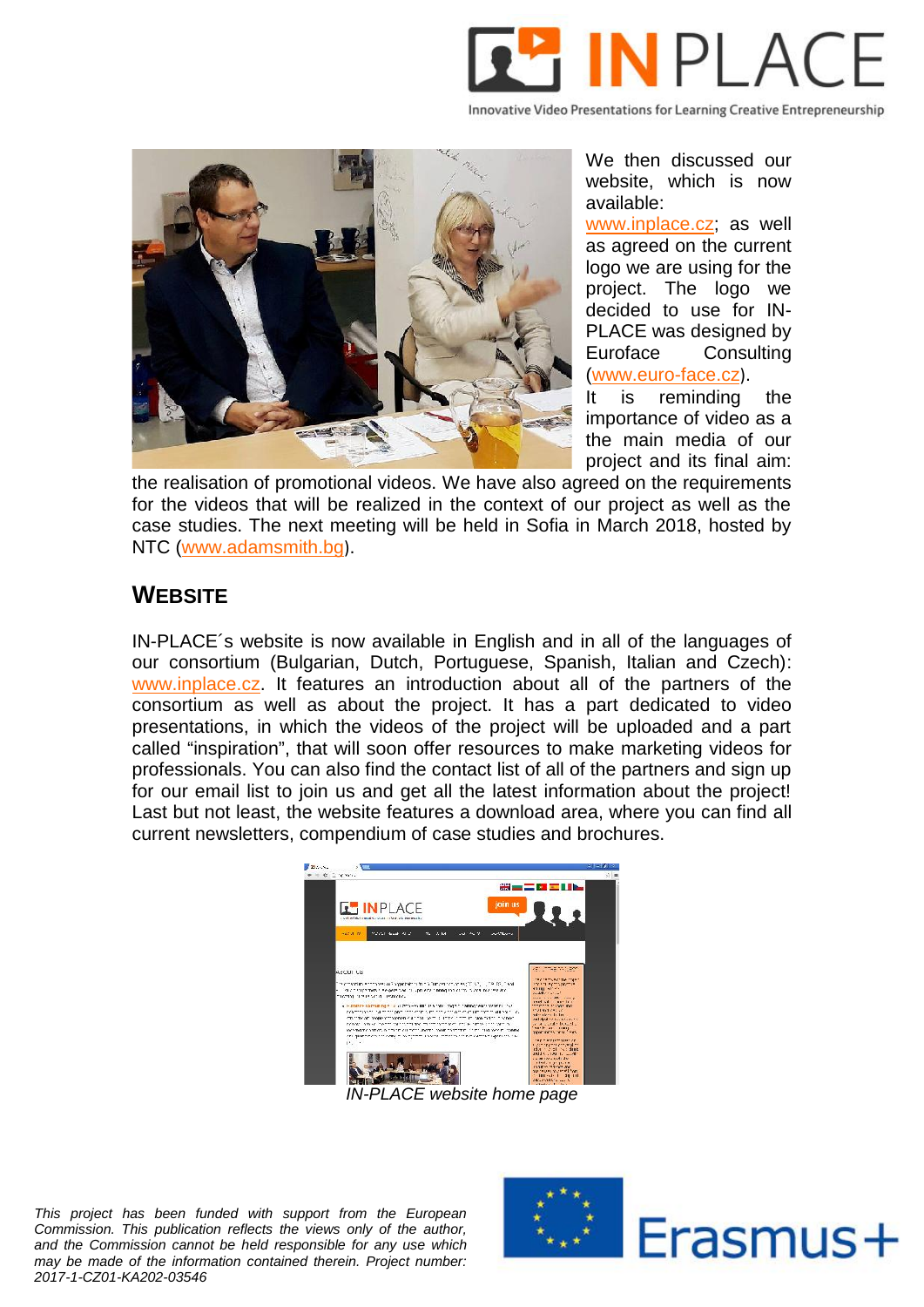We then discussed our website, which is now available: www.inplace.cz; as well as agreed on the current logo we are using for the project. The logo we decided to use for IN-PLACE was designed by Euroface Consulting (www.euro-face.cz). It is reminding the importance of video as a the main media of our project and its final aim: the realisation of promotional videos. We have also agreed on the requirements for the videos that will be realized in the context of our project as well as the case studies. The next meeting will be held in Sofia in March 2018, hosted by NTC (www.adamsmith.bg).

## WEBSITE

IN-PLACE´s website is now available in English and in all of the languages of our consortium (Bulgarian, Dutch, Portuguese, Spanish, Italian and Czech): www.inplace.cz. It features an introduction about all of the partners of the consortium as well as about the project. It has a part dedicated to video presentations, in which the videos of the project will be uploaded and a part called "inspiration", that will soon offer resources to make marketing videos for professionals. You can also find the contact list of all of the partners and sign up for our email list to join us and get all the latest information about the project! Last but not least, the website features a download area, where you can find all current newsletters, compendium of case studies and brochures.

*IN-PLACE website home page*

*This project has been funded with support from the European Commission. This publication reflects the views only of the author, and the Commission cannot be held responsible for any use which may be made of the information contained therein. Project number: 2017-1-CZ01-KA202-03546*